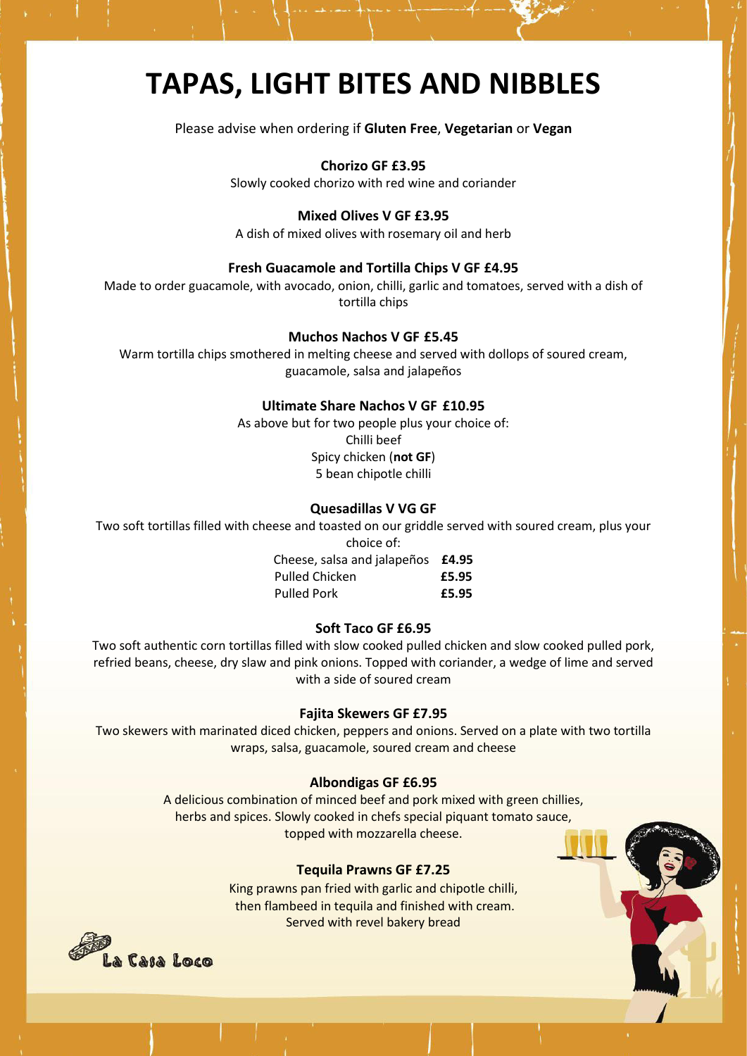# TAPAS, LIGHT BITES AND NIBBLES

Please advise when ordering if **Gluten Free**, **Vegetarian** or **Vegan**

**Chorizo GF £3.95**
Slowly cooked chorizo with red wine and coriander

**Mixed Olives V GF £3.95**
A dish of mixed olives with rosemary oil and herb

**Fresh Guacamole and Tortilla Chips V GF £4.95**
Made to order guacamole, with avocado, onion, chilli, garlic and tomatoes, served with a dish of tortilla chips

**Muchos Nachos V GF £5.45**
Warm tortilla chips smothered in melting cheese and served with dollops of soured cream, guacamole, salsa and jalapeños

**Ultimate Share Nachos V GF £10.95**
As above but for two people plus your choice of:
Chilli beef
Spicy chicken (**not GF**)
5 bean chipotle chilli

**Quesadillas V VG GF**
Two soft tortillas filled with cheese and toasted on our griddle served with soured cream, plus your choice of:

| | |
|---|---|
| Cheese, salsa and jalapeños | **£4.95** |
| Pulled Chicken | **£5.95** |
| Pulled Pork | **£5.95** |

**Soft Taco GF £6.95**
Two soft authentic corn tortillas filled with slow cooked pulled chicken and slow cooked pulled pork, refried beans, cheese, dry slaw and pink onions. Topped with coriander, a wedge of lime and served with a side of soured cream

**Fajita Skewers GF £7.95**
Two skewers with marinated diced chicken, peppers and onions. Served on a plate with two tortilla wraps, salsa, guacamole, soured cream and cheese

**Albondigas GF £6.95**
A delicious combination of minced beef and pork mixed with green chillies, herbs and spices. Slowly cooked in chefs special piquant tomato sauce, topped with mozzarella cheese.

**Tequila Prawns GF £7.25**
King prawns pan fried with garlic and chipotle chilli, then flambeed in tequila and finished with cream. Served with revel bakery bread

La Casa Loco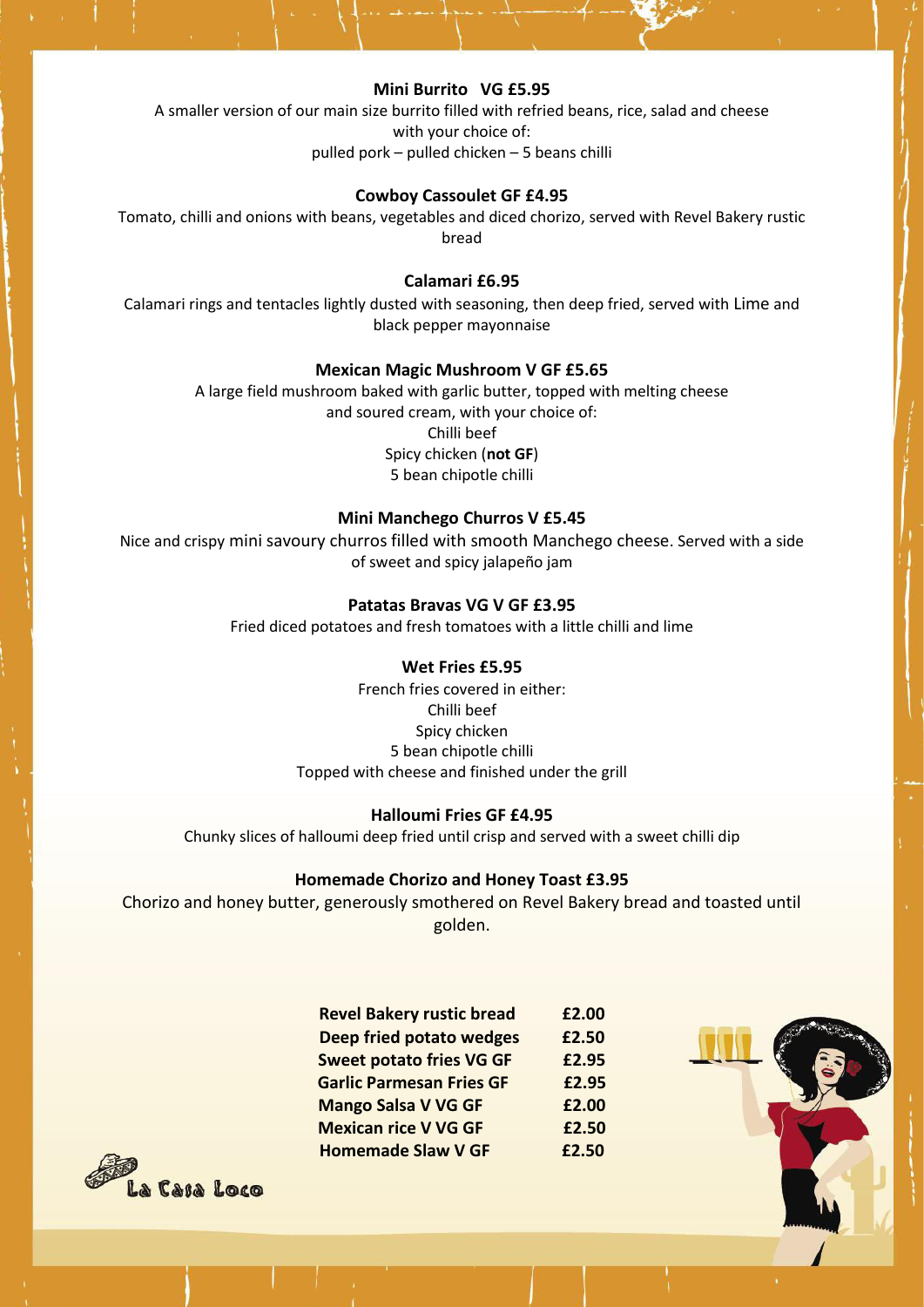### Mini Burrito VG £5.95

A smaller version of our main size burrito filled with refried beans, rice, salad and cheese with your choice of:
pulled pork – pulled chicken – 5 beans chilli

### Cowboy Cassoulet GF £4.95

Tomato, chilli and onions with beans, vegetables and diced chorizo, served with Revel Bakery rustic bread

### Calamari £6.95

Calamari rings and tentacles lightly dusted with seasoning, then deep fried, served with Lime and black pepper mayonnaise

### Mexican Magic Mushroom V GF £5.65

A large field mushroom baked with garlic butter, topped with melting cheese and soured cream, with your choice of:
Chilli beef
Spicy chicken (**not GF**)
5 bean chipotle chilli

### Mini Manchego Churros V £5.45

Nice and crispy mini savoury churros filled with smooth Manchego cheese. Served with a side of sweet and spicy jalapeño jam

### Patatas Bravas VG V GF £3.95

Fried diced potatoes and fresh tomatoes with a little chilli and lime

### Wet Fries £5.95

French fries covered in either:
Chilli beef
Spicy chicken
5 bean chipotle chilli
Topped with cheese and finished under the grill

### Halloumi Fries GF £4.95

Chunky slices of halloumi deep fried until crisp and served with a sweet chilli dip

### Homemade Chorizo and Honey Toast £3.95

Chorizo and honey butter, generously smothered on Revel Bakery bread and toasted until golden.

| | |
|---|---|
| **Revel Bakery rustic bread** | **£2.00** |
| **Deep fried potato wedges** | **£2.50** |
| **Sweet potato fries VG GF** | **£2.95** |
| **Garlic Parmesan Fries GF** | **£2.95** |
| **Mango Salsa V VG GF** | **£2.00** |
| **Mexican rice V VG GF** | **£2.50** |
| **Homemade Slaw V GF** | **£2.50** |

La Casa Loco